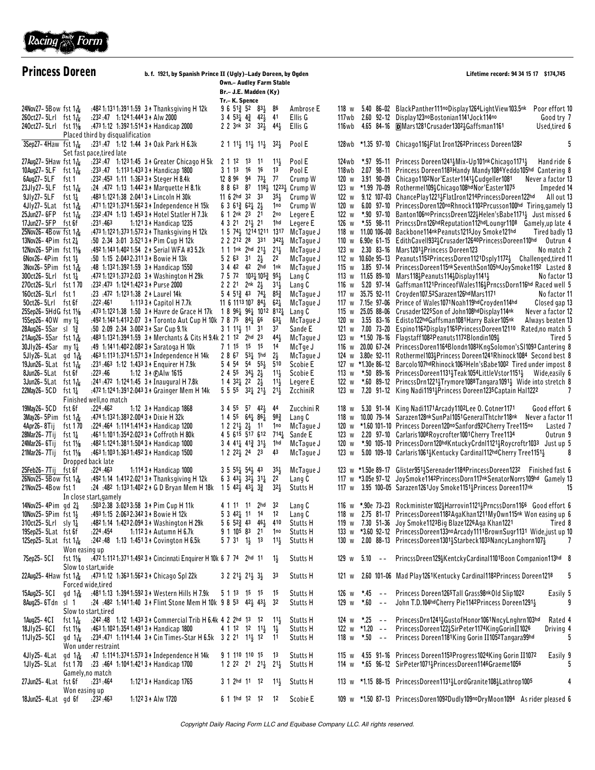# Princess Doreen

**b. f. 1921, by Spanish Prince II (Ugly)–Lady Doreen, by Ogden**

Own.– Audley Farm Stable
Br.– J.E. Madden (Ky)
Tr.– K. Spence

**Lifetime record: 94 34 15 17 $174,745**

| Date/Track | Cond/Dist | Fractions | Race | PP/Calls/Fin | Jockey | Wt/Eq | Odds | Speed | Top Finishers | Comment |
|---|---|---|---|---|---|---|---|---|---|---|
| 24Nov27-5Bow | fst 1 1/16 | :48² 1:13¹ 1:39¹ 1:59 3↑ | Thanksgiving H 12k | 9 6 5¹½ 5² 8³½ 86 | Ambrose E | 118 w | 5.40 | 86-02 | BlackPanther111noDisplay1264LightView103.5nk | Poor effort 10 |
| 26Oct27-5Lrl | fst 1 1/16 | :23² :47 1:12⁴ 1:44⁴ 3↑ | Alw 2000 | 3 4 5³¾ 4¾ 4²½ 41 | Ellis G | 117wb | 2.60 | 92-12 | Display123noBostonian1141Jock114no | Good try 7 |
| 24Oct27-5Lrl | fst 1⅛ | :47³ 1:12 1:39² 1:51⁴ 3↑ | Handicap 2000 | 2 2 3nk 32 3²½ 4⁴½ | Ellis G | 116wb | 4.65 | 84-16 | [D]Mars1281Crusader1302½Gaffsman1161 | Used,tired 6 |
| | | Placed third by disqualification | | | | | | | | |
| 3Sep27-4Haw | fst 1 1/16 | :23¹ :47 1:12 1:44 3↑ | Oak Park H 6.3k | 2 1 1¹½ 1¹½ 1¹½ 3²½ | Pool E | 128wb | *1.35 | 97-10 | Chicago116½Flat Iron1262Princess Doreen1282 | 5 |
| | | Set fast pace,tired late | | | | | | | | |
| 27Aug27-5Haw | fst 1 1/16 | :23² :47 1:12³ 1:45 3↑ | Greater Chicago H 5k | 2 1 1² 1³ 11 1¹½ | Pool E | 124wb | *.97 | 95-11 | Princess Doreen1241½Mix-Up101nkChicago1171½ | Hand ride 6 |
| 10Aug27-5LF | fst 1 1/16 | :23³ :47 1:11³ 1:43³ 3↑ | Handicap 1800 | 3 1 1³ 1⁶ 1⁶ 1³ | Pool E | 118wb | 2.07 | 98-11 | Princess Doreen1183Handy Mandy1084Yeddo105hd | Cantering 8 |
| 6Aug27-5LF | fst 1 | :23² :45³ 1:11 1:36³ 3↑ | Steger H 8.4k | 12 8 9⁶ 9⁴ 7³½ 77 | Crump W | 120 w | 3.91 | 90-09 | Chicago1102Nor'Easter1141½Cudgeller1081 | Never a factor 13 |
| 23Jly27-5LF | fst 1 1/16 | :24 :47² 1:13 1:44² 3↑ | Marquette H 8.1k | 8 8 6³ 87 11⁸½ 12²³½ | Crump W | 123 w | *1.99 | 70-09 | Rothermel109½Chicago108hdNor'Easter1075 | Impeded 14 |
| 9Jly27-5LF | fst 1¼ | :48³ 1:12² 1:38 2:04¹ 3↑ | Lincoln H 30k | 11 6 2hd 32 33 3⁵½ | Crump W | 122 w | 9.12 | 107-03 | ChancePlay1221½FlatIron1214PrincessDoreen122hd | All out 13 |
| 4Jly27-5Lat | fst 1 3/16 | :47¹ 1:12³ 1:37⁴ 1:56² 3↑ | Independence H 15k | 6 3 6¹¾ 6²½ 2½ 1no | Crump W | 120 w | 6.00 | 97-10 | PrincessDoren120noRhnock1102Prcusson100hd | Tiring,gamely 13 |
| 25Jun27-6FP | fst 1 1/16 | :23² :47⁴ 1:13 1:45³ 3↑ | Hotel Statler H 7.3k | 6 1 2nk 2³ 21 2no | Legere E | 122 w | *.90 | 97-10 | Banton106noPrincssDreen122½Helen'sBabe1171½ | Just missed 6 |
| 17Jun27-5FP | fst 6f | :23¹ :46³ 1:12¹ 3↑ | Handicap 1235 | 4 3 21 2¹½ 21 1hd | Legere E | 126 w | *.55 | 98-11 | PrincssDrn126hdReputation112hdLoungr1108 | Gamely,up late 4 |
| 25Nov26-4Bow | fst 1 3/16 | :47³ 1:12¹ 1:37³ 1:57² 3↑ | Thanksgiving H 12k | 1 5 7⁴½ 12¹⁴ 12¹¹ 13¹⁷ | McTague J | 118 w | 11.00 | 106-00 | Backbone114nkPeanuts1215Joy Smoke121hd | Tired badly 13 |
| 13Nov26-4Pim | fst 2¼ | :50 2:34 3:01 3:52¹ 3↑ | Pim Cup H 12k | 2 2 2¹² 2⁸ 3³¹ 3⁴²½ | McTague J | 110 w | 6.90e | 61-15 | EdithCavell932½Crusader12640PrincessDoreen110hd | Outrun 4 |
| 12Nov26-5Pim | fst 1⅛ | :49² 1:14³ 1:41³ 2:01⁴ 2↑ | Serial WFA #3 5.2k | 1 1 1nk 2hd 2¹½ 2¹½ | McTague J | 123 w | 2.30 | 83-16 | Mars1201½Princess Doreen123 | No match 2 |
| 6Nov26-4Pim | fst 1½ | :50 1:15 2:04³ 2:31¹ 3↑ | Bowie H 13k | 5 2 6³ 31 2½ 2² | McTague J | 112 w | 10.60e | 95-13 | Peanuts1152PrincessDoren1121Dsply1172½ | Challenged,tired 11 |
| 3Nov26-5Pim | fst 1 3/16 | :48 1:13² 1:39² 1:59 3↑ | Handicap 1550 | 3 4 4² 4² 2hd 1nk | McTague J | 115 w | 3.85 | 97-14 | PrincessDoreen115nkSeventhSon105hdJoySmoke1192 | Lasted 8 |
| 30Oct26-5Lrl | fst 1¼ | :47² 1:12³ 1:37³ 2:03 3↑ | Washington H 29k | 7 5 7² 10³¼ 10⁵¾ 9⁵½ | Lang C | 113 w | 11.65 | 89-10 | Mars118½Peanuts114½Display1141½ | No factor 13 |
| 27Oct26-5Lrl | fst 1 70 | :23² :47³ 1:12⁴ 1:42² 3↑ | Purse 2000 | 2 2 21 2nk 2½ 3¹½ | Lang C | 116 w | 5.20 | 97-14 | Gaffsman1121PrinceofWales116½PrncssDorn116hd | Raced well 5 |
| 16Oct26-5Lrl | fst 1 | :23 :47² 1:12³ 1:38 2↑ | Laurel 14k | 5 4 5¹¾ 4³ 7⁴½ 8⁵¾ | McTague J | 117 w | 35.75 | 92-11 | Croyden107.52Sarazen126hdMars1171 | No factor 11 |
| 5Oct26-5Lrl | fst 6f | :22² :46¹ 1:11³ 3↑ | Capitol H 7.7k | 11 6 11¹³ 10⁷ 8⁴½ 6²¼ | McTague J | 117 w | 7.15e | 97-06 | Prince of Wales1071Noah119hdCroyden114hd | Closed gap 13 |
| 25Sep26-5HdG | fst 1⅛ | :47³ 1:12² 1:38 1:50 3↑ | Havre de Grace H 17k | 1 8 9⁶¼ 9⁶½ 10¹² 8¹²¼ | Lang C | 115 w | 25.05 | 88-06 | Crusader1225Son of John108hdDisplay114nk | Never a factor 12 |
| 15Sep26-4OW | my 1¼ | :49² 1:14² 1:41³ 2:07 3↑ | Toronto Aut Cup H 10k | 7 8 7⁵ 8⁴½ 66 6³½ | McTague J | 120 w | 3.55 | 83-16 | Edisto122hdGaffsman1081Harry Baker105nk | Always beaten 13 |
| 28Aug26-5Sar | sl 1⅜ | :50 2:09 2:34 3:00² 3↑ | Sar Cup 9.1k | 3 1 1¹½ 11 31 37 | Sande E | 121 w | 7.00 | 73-20 | Espino1162Display1165PrincessDoreen12110 | Rated,no match 5 |
| 21Aug26-5Sar | fst 1 3/16 | :48³ 1:13² 1:39⁴ 1:59 3↑ | Merchants & Cits H 9.4k | 2 1 1² 2hd 2³ 4⁴½ | McTague J | 123 w | *1.50 | 78-16 | Flagstaff1082Peanuts1172Blondin109½ | Tired 5 |
| 30Jly26-4Sar | my 1¼ | :49 1:14¹ 1:40² 2:08² 3↑ | Saratoga H 10k | 7 1 15 15 15 14 | McTge J | 116 w | 20.00 | 67-24 | PrincessDoreen1164Blondn1083KngSolomon'sSl1093 | Cantering 8 |
| 5Jly26-5Lat | gd 1 3/16 | :46³ 1:11³ 1:37⁴ 1:57¹ 3↑ | Independence H 14k | 2 8 67 5³½ 1hd 2½ | McTague J | 124 w | 3.80e | 92-11 | Rothermel103½Princess Doreen1241Rhinock1084 | Second best 8 |
| 19Jun26-5Lat | fst 1 1/16 | :23¹ :46³ 1:12 1:43³ 3↑ | Enquirer H 7.9k | 5 4 5⁴ 5⁴ 5⁵½ 5¹⁰ | Scobie E | 127 w | *1.30e | 86-12 | Barcolo107hdRhinock1063Heln'sBabe1002 | Tired under impost 8 |
| 8Jun26-5Lat | fst 6f | :22³ :46 1:12 3↑ | ⒻAlw 1615 | 2 4 5⁵ 3⁴½ 2½ 1¹½ | Scobie E | 113 w | *.50 | 89-16 | PrincessDoreen1131½Teak1054LittleVstor1151½ | Wide,easily 6 |
| 3Jun26-5Lat | fst 1 1/16 | :24¹ :47² 1:12⁴ 1:45 3↑ | Inaugural H 7.8k | 1 4 3²½ 2² 2½ 1¹½ | Legere E | 122 w | *.60 | 89-12 | PrincssDrn1221½Trymore108Tangara1091½ | Wide into stretch 8 |
| 22May26-5CD | fst 1¼ | :47² 1:12⁴ 1:39¹ 2:04³ 3↑ | Grainger Mem H 14k | 5 5 5⁵ 3²½ 2¹½ 2¹½ | ZcchiniR | 123 w | 7.20 | 91-12 | King Nadi1191½Princess Doreen1235Captain Hal1222 | 7 |
| | | Finished well,no match | | | | | | | | |
| 19May26-5CD | fst 6f | :22⁴ :46² 1:12 3↑ | Handicap 1868 | 3 4 55 57 4²½ 44 | Zucchini R | 118 w | 5.30 | 91-14 | King Nadi1171Arcady1102Lee O. Cotner1171 | Good effort 6 |
| 3May26-5Pim | fst 1 3/16 | :47⁴ 1:13² 1:38³ 2:00⁴ 3↑ | Dixie H 32k | 1 4 5⁵ 6⁴½ 8⁶½ 9⁸¾ | Lang C | 118 w | 10.00 | 79-14 | Sarazen128nkSunPal1051GeneralThtchr118nk | Never a factor 11 |
| 4Apr26-8Tij | fst 1 70 | :22⁴ :46⁴ 1:11⁴ 1:41⁴ 3↑ | Handicap 1200 | 1 2 2¹½ 2½ 11 1no | McTague J | 120 w | *1.60 | 101-10 | Princess Doreen120noSanford923Cherry Tree115no | Lasted 7 |
| 28Mar26-7Tij | fst 1¼ | :46¹ 1:10¹ 1:35⁴ 2:02³ 3↑ | Coffroth H 80k | 4 5 6¹⁵ 5¹⁷ 6¹⁵ 7¹⁴½ | Sande E | 123 w | 2.20 | 97-10 | Carlaris1008Roycrofter1001Cherry Tree1134 | Outrun 9 |
| 24Mar26-6Tij | fst 1⅛ | :48² 1:12⁴ 1:38¹ 1:50⁴ 3↑ | Handicap 1000 | 3 4 4¹½ 4¹¾ 3¹½ 1hd | McTague J | 120 w | *.90 | 105-10 | PrincessDorn120hdKntuckyCrdnl1121½Roycroftr1033 | Just up 5 |
| 21Mar26-7Tij | fst 1⅛ | :46³ 1:10³ 1:36³ 1:49² 3↑ | Handicap 1500 | 1 2 2²½ 2⁴ 2³ 4³ | McTague J | 123 w | 5.00 | 109-10 | Carlaris1061½Kentucky Cardinal112hdCherry Tree1151½ | 8 |
| | | Dropped back late | | | | | | | | |
| 25Feb26-7Tij | fst 6f | :22⁴ :46³ 1:11⁴ 3↑ | Handicap 1000 | 3 5 5⁵½ 5⁴½ 4³ 3⁵½ | McTague J | 123 w | *1.50e | 89-17 | Glister951½Serenader1184PrincessDoreen1232 | Finished fast 6 |
| 26Nov25-5Bow | fst 1 3/16 | :49² 1:14 1:41² 2:02¹ 3↑ | Thanksgiving H 12k | 6 3 4³½ 3²½ 3¹½ 2² | Lang C | 117 w | *3.05e | 97-12 | JoySmoke1142PrincessDorn117nkSenatorNorrs109hd | Gamely 13 |
| 21Nov25-4Bow | fst 1 | :24 :48² 1:13³ 1:40² 2↑ | G D Bryan Mem H 18k | 1 5 4²½ 4³¼ 3¾ 3²½ | Stutts H | 117 w | 3.95 | 100-05 | Sarazen1261Joy Smoke1151½Princess Doreen117nk | 15 |
| | | In close start,gamely | | | | | | | | |
| 14Nov25-4Pim | gd 2¼ | :50³ 2:38 3:02³ 3:58 3↑ | Pim Cup H 11k | 4 1 11 11 2hd 3² | Lang C | 116 w | *.90e | 73-23 | Rockminister102½Harrovin1121½PrncssDorn1166 | Good effort 6 |
| 10Nov25-5Pim | fst 1½ | :49³ 1:15 2:06³ 2:34² 3↑ | Bowie H 12k | 5 3 4²½ 11 14 1² | Lang C | 118 w | 2.75 | 81-17 | PrincessDoreen1182AgaKhan1211MyOwn115nk | Won easing up 6 |
| 31Oct25-5Lrl | sly 1¼ | :48² 1:14 1:42³ 2:09⁴ 3↑ | Washington H 29k | 5 6 5²¾ 4³ 4⁶½ 4¹⁰ | Stutts H | 119 w | 7.30 | 51-36 | Joy Smoke1123Big Blaze1226Aga Khan1221 | Tired 8 |
| 19Sep25-5Lat | fst 6f | :22⁴ :45⁴ 1:11² 3↑ | Autumn H 6.7k | 9 1 10⁵ 8³ 2¹ 1no | Stutts H | 133 w | *3.60 | 92-12 | PrincessDoreen133noArcady1111BrownSugr1131 | Wide,just up 10 |
| 12Sep25-5Lat | fst 1 1/16 | :24² :48 1:13 1:45¹ 3↑ | Covington H 6.5k | 5 7 31 1½ 1³ 1¹½ | Stutts H | 130 w | 2.00 | 88-13 | PrincessDoreen1301½Starbeck1033NancyLanghorn107½ | 7 |
| | | Won easing up | | | | | | | | |
| 7Sep25-5CI | fst 1⅛ | :47² 1:11² 1:37¹ 1:49² 3↑ | Cincinnati Enquirer H 10k | 6 7 7⁴ 2hd 11 1½ | Stutts H | 129 w | 5.10 | -- | PrincssDreen129½KentckyCardinal1101Boon Companion113hd | 8 |
| | | Slow to start,wide | | | | | | | | |
| 22Aug25-4Haw | fst 1 3/16 | :47³ 1:12 1:36³ 1:56² 3↑ | Chicago Spl 22k | 3 2 2¹½ 2¹½ 3½ 3³ | Stutts H | 121 w | 2.60 | 101-06 | Mad Play1261Kentucky Cardinal1182Princess Doreen1218 | 5 |
| | | Forced wide,tired | | | | | | | | |
| 15Aug25-5CI | gd 1 3/16 | :48¹ 1:13 1:39⁴ 1:59² 3↑ | Western Hills H 7.9k | 5 1 1³ 1⁵ 1⁵ 1⁵ | Stutts H | 126 w | *.45 | -- | Princess Doreen1265Tall Grass98nkOld Slip1022 | Easily 5 |
| 8Aug25-6Tdn | sl 1 | :24 :48² 1:14¹ 1:40 3↑ | Flint Stone Mem H 10k | 9 8 5³ 4²½ 4³½ 3² | Stutts H | 129 w | *.60 | -- | John T.D.104hdCherry Pie1142Princess Doreen1291½ | 9 |
| | | Slow to start,tired | | | | | | | | |
| 1Aug25-4CI | fst 1 1/16 | :24² :48 1:12 1:43³ 3↑ | Commercial Trib H 6.4k | 4 2 2hd 1³ 1² 1¹½ | Stutts H | 124 w | *.25 | -- | PrincessDrn1241½GustofHonor1061NncyLnghrn103hd | Rated 4 |
| 18Jly25-6CI | fst 1⅛ | :46³ 1:10² 1:35⁴ 1:49¹ 3↑ | Handicap 1800 | 4 1 1² 1² 1¹½ 1½ | Stutts H | 122 w | *1.20 | -- | PrincessDoreen122½SirPeter1174KingGorinII1026 | Driving 4 |
| 11Jly25-5CI | gd 1 1/16 | :23⁴ :47¹ 1:11⁴ 1:44 3↑ | Cin Times-Star H 6.5k | 3 2 21 1¹½ 1² 11 | Stutts H | 118 w | *.50 | -- | Princess Doreen1181King Gorin II1052Tangara99hd | 5 |
| | | Won under restraint | | | | | | | | |
| 4Jly25-4Lat | gd 1 3/16 | :47 1:11⁴ 1:37⁴ 1:57³ 3↑ | Independence H 14k | 9 1 1¹⁰ 1¹⁰ 1⁵ 1³ | Stutts H | 115 w | 4.55 | 91-16 | Princess Doreen1153Progress1024King Gorin II1072 | Easily 9 |
| 1Jly25-5Lat | fst 1 70 | :23 :46⁴ 1:10⁴ 1:42¹ 3↑ | Handicap 1700 | 1 2 2² 21 2¹½ 2¹½ | Stutts H | 114 w | *.65 | 96-12 | SirPeter1071½PrincessDoreen1146Graeme1056 | 5 |
| | | Gamely,no match | | | | | | | | |
| 27Jun25-4Lat | fst 6f | :23¹ :46⁴ 1:12¹ 3↑ | Handicap 1765 | 3 1 2hd 11 1² 1¹½ | Stutts H | 113 w | *1.15 | 88-15 | PrincessDoreen11311½LordGranite108½Lathrop1005 | 4 |
| | | Won easing up | | | | | | | | |
| 18Jun25-4Lat | gd 6f | :23² :46³ 1:12² 3↑ | Alw 1720 | 6 1 1hd 1² 1² 1² | Scobie E | 109 w | *1.50 | 87-13 | PrincessDoren1092Dudly109noDryMoon1094 | As rider pleased 6 |

Copyright Daily Racing Form LLC and Equibase Company LLC. All rights reserved.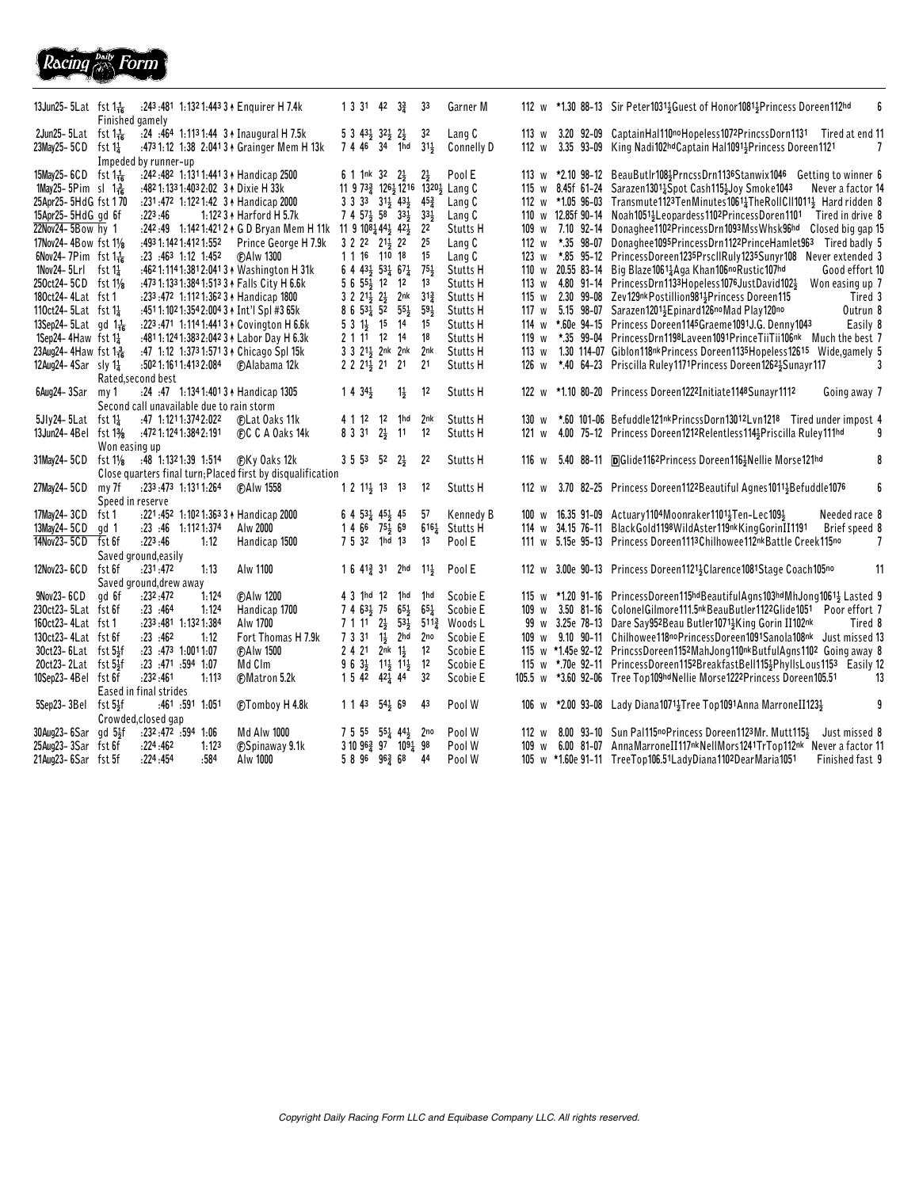| | | | | | | | | | | | | | | | |
|---|---|---|---|---|---|---|---|---|---|---|---|---|---|---|---|
| 13Jun25- 5Lat | fst 1 1/16 | :24³ :48¹ 1:13² 1:44³ 3↑ | Enquirer H 7.4k | 1 3 3¹ | 4² | 3¾ | 3³ | Garner M | 112 w | *1.30 | 88-13 | Sir Peter103 1½ Guest of Honor108 1½ Princess Doreen112hd | | | 6 |
| | Finished gamely | | | | | | | | | | | | | | |
| 2Jun25- 5Lat | fst 1 1/16 | :24 :46⁴ 1:11³ 1:44 3↑ | Inaugural H 7.5k | 5 3 4³½ | 3²½ | 2½ | 3² | Lang C | 113 w | 3.20 | 92-09 | CaptainHal110no Hopeless107² PrincssDorn113¹ | Tired at end | | 11 |
| 23May25- 5CD | fst 1¼ | :47³ 1:12 1:38 2:04¹ 3↑ | Grainger Mem H 13k | 7 4 4⁶ | 3⁴ | 1hd | 3 1½ | Connelly D | 112 w | 3.35 | 93-09 | King Nadi102hd Captain Hal109 1½ Princess Doreen112¹ | | | 7 |
| | Impeded by runner-up | | | | | | | | | | | | | | |
| 15May25- 6CD | fst 1 1/16 | :24² :48² 1:13¹ 1:44¹ 3↑ | Handicap 2500 | 6 1 1nk | 3² | 2½ | 2½ | Pool E | 113 w | *2.10 | 98-12 | BeauButlr108½ PrncssDrn113⁶ Stanwix104⁶ | Getting to winner | | 6 |
| 1May25- 5Pim | sl 1 3/16 | :48² 1:13³ 1:40³ 2:02 3↑ | Dixie H 33k | 11 9 7³¾ | 12⁶½ 12¹⁶ | 13²⁰½ | | Lang C | 115 w | 8.45f | 61-24 | Sarazen130 1½ Spot Cash115½ Joy Smoke104³ | Never a factor | | 14 |
| 25Apr25- 5HdG | fst 1 70 | :23¹ :47² 1:12² 1:42 3↑ | Handicap 2000 | 3 3 3³ | 3 1½ | 4³½ | 4⁵¾ | Lang C | 112 w | *1.05 | 96-03 | Transmute112³ TenMinutes106 1¼ TheRollCll101 1½ | Hard ridden | | 8 |
| 15Apr25- 5HdG | gd 6f | :22³ :46 1:12² 3↑ | Harford H 5.7k | 7 4 5⁷½ | 5⁸ | 3³½ | 3³½ | Lang C | 110 w | 12.85f | 90-14 | Noah105 1½ Leopardess110² PrincessDoren110¹ | Tired in drive | | 8 |
| 22Nov24- 5Bow | hy 1 | :24² :49 1:14² 1:42¹ 2↑ | G D Bryan Mem H 11k | 11 9 10⁸¼ | 4⁴½ | 4²½ | 2² | Stutts H | 109 w | 7.10 | 92-14 | Donaghee110² PrincessDrn109³ MssWhsk96hd | Closed big gap | | 15 |
| 17Nov24- 4Bow | fst 1⅛ | :49³ 1:14² 1:41² 1:55² | Prince George H 7.9k | 3 2 2² | 2 1½ | 2² | 2⁵ | Lang C | 112 w | *.35 | 98-07 | Donaghee109⁵ PrincessDrn112² PrinceHamlet96³ | Tired badly | | 5 |
| 6Nov24- 7Pim | fst 1 1/16 | :23 :46³ 1:12 1:45² | ⒻAlw 1300 | 1 1 1⁶ | 1¹⁰ | 1⁸ | 1⁵ | Lang C | 123 w | *.85 | 95-12 | PrincessDoreen123⁵ PrscllRuly123⁵ Sunyr108 | Never extended | | 3 |
| 1Nov24- 5Lrl | fst 1¼ | :46² 1:11⁴ 1:38¹ 2:04¹ 3↑ | Washington H 31k | 6 4 4³½ | 5³¼ | 6⁷½ | 7⁵½ | Stutts H | 110 w | 20.55 | 83-14 | Big Blaze106 1¼ Aga Khan106no Rustic107hd | Good effort | | 10 |
| 25Oct24- 5CD | fst 1⅛ | :47³ 1:13³ 1:38⁴ 1:51³ 3↑ | Falls City H 6.6k | 5 6 5⁵½ | 1² | 1² | 1³ | Stutts H | 113 w | 4.80 | 91-14 | PrincessDrn113³ Hopeless107⁶ JustDavid102½ | Won easing up | | 7 |
| 18Oct24- 4Lat | fst 1 | :23³ :47² 1:11² 1:36² 3↑ | Handicap 1800 | 3 2 2 1½ | 2½ | 2nk | 3 1¾ | Stutts H | 115 w | 2.30 | 99-08 | Zev129nk Postillion98 1½ Princess Doreen115 | Tired | | 3 |
| 11Oct24- 5Lat | fst 1¼ | :45¹ 1:10² 1:35⁴ 2:00⁴ 3↑ | Int'l Spl #3 65k | 8 6 5³¼ | 5² | 5⁵½ | 5⁹½ | Stutts H | 117 w | 5.15 | 98-07 | Sarazen120 1½ Epinard126no Mad Play120no | Outrun | | 8 |
| 13Sep24- 5Lat | gd 1 1/16 | :22³ :47¹ 1:11⁴ 1:44¹ 3↑ | Covington H 6.6k | 5 3 1½ | 1⁵ | 1⁴ | 1⁵ | Stutts H | 114 w | *.60e | 94-15 | Princess Doreen114⁵ Graeme109¹ J.G. Denny104³ | Easily | | 8 |
| 1Sep24- 4Haw | fst 1¼ | :48¹ 1:12⁴ 1:38³ 2:04² 3↑ | Labor Day H 6.3k | 2 1 1¹ | 1² | 1⁴ | 1⁸ | Stutts H | 119 w | *.35 | 99-04 | PrincessDrn119⁸ Laveen109¹ PrinceTiiTii106nk | Much the best | | 7 |
| 23Aug24- 4Haw | fst 1 3/16 | :47 1:12 1:37³ 1:57¹ 3↑ | Chicago Spl 15k | 3 3 2 1½ | 2nk | 2nk | 2nk | Stutts H | 113 w | 1.30 | 114-07 | Giblon118nk Princess Doreen113⁵ Hopeless126¹⁵ | Wide,gamely | | 5 |
| 12Aug24- 4Sar | sly 1¼ | :50² 1:16¹ 1:41³ 2:08⁴ | ⒻAlabama 12k | 2 2 2 1½ | 2¹ | 2¹ | 2¹ | Stutts H | 126 w | *.40 | 64-23 | Priscilla Ruley117¹ Princess Doreen126 2½ Sunayr117 | | | 3 |
| | Rated,second best | | | | | | | | | | | | | | |
| 6Aug24- 3Sar | my 1 | :24 :47 1:13⁴ 1:40¹ 3↑ | Handicap 1305 | 1 4 3⁴½ | | 1½ | 1² | Stutts H | 122 w | *1.10 | 80-20 | Princess Doreen122² Initiate114⁸ Sunayr111² | Going away | | 7 |
| | Second call unavailable due to rain storm | | | | | | | | | | | | | | |
| 5Jly24- 5Lat | fst 1¼ | :47 1:12¹ 1:37⁴ 2:02² | ⒻLat Oaks 11k | 4 1 1² | 1² | 1hd | 2nk | Stutts H | 130 w | *.60 | 101-06 | Befuddle121nk PrincssDorn130¹² Lvn121⁸ | Tired under impost | | 4 |
| 13Jun24- 4Bel | fst 1⅜ | :47² 1:12⁴ 1:38⁴ 2:19¹ | ⒻC C A Oaks 14k | 8 3 3¹ | 2½ | 1¹ | 1² | Stutts H | 121 w | 4.00 | 75-12 | Princess Doreen121² Relentless114½ Priscilla Ruley111hd | | | 9 |
| | Won easing up | | | | | | | | | | | | | | |
| 31May24- 5CD | fst 1⅛ | :48 1:13² 1:39 1:51⁴ | ⒻKy Oaks 12k | 3 5 5³ | 5² | 2½ | 2² | Stutts H | 116 w | 5.40 | 88-11 | ⒹGlide116² Princess Doreen116½ Nellie Morse121hd | | | 8 |
| | Close quarters final turn;Placed first by disqualification | | | | | | | | | | | | | | |
| 27May24- 5CD | my 7f | :23³ :47³ 1:13¹ 1:26⁴ | ⒻAlw 1558 | 1 2 1 1½ | 1³ | 1³ | 1² | Stutts H | 112 w | 3.70 | 82-25 | Princess Doreen112² Beautiful Agnes101 1½ Befuddle107⁶ | | | 6 |
| | Speed in reserve | | | | | | | | | | | | | | |
| 17May24- 3CD | fst 1 | :22¹ :45² 1:10² 1:36³ 3↑ | Handicap 2000 | 6 4 5³¼ | 4⁵½ | 4⁵ | 5⁷ | Kennedy B | 100 w | 16.35 | 91-09 | Actuary110⁴ Moonraker110 1½ Ten-Lec109½ | Needed race | | 8 |
| 13May24- 5CD | gd 1 | :23 :46 1:11² 1:37⁴ | Alw 2000 | 1 4 6⁶ | 7⁵½ | 6⁹ | 6¹⁶¼ | Stutts H | 114 w | 34.15 | 76-11 | BlackGold119⁸ WildAster119nk KingGorinII119¹ | Brief speed | | 8 |
| 14Nov23- 5CD | fst 6f | :22³ :46 1:12 | Handicap 1500 | 7 5 3² | 1hd | 1³ | 1³ | Pool E | 111 w | 5.15e | 95-13 | Princess Doreen111³ Chilhowee112nk Battle Creek115no | | | 7 |
| | Saved ground,easily | | | | | | | | | | | | | | |
| 12Nov23- 6CD | fst 6f | :23¹ :47² 1:13 | Alw 1100 | 1 6 4 1¾ | 3¹ | 2hd | 1 1½ | Pool E | 112 w | 3.00e | 90-13 | Princess Doreen112 1½ Clarence108¹ Stage Coach105no | | | 11 |
| | Saved ground,drew away | | | | | | | | | | | | | | |
| 9Nov23- 6CD | gd 6f | :23² :47² 1:12⁴ | ⒻAlw 1200 | 4 3 1hd | 1² | 1hd | 1hd | Scobie E | 115 w | *1.20 | 91-16 | PrincessDoreen115hd BeautifulAgns103hd MhJong106 1½ | Lasted | | 9 |
| 23Oct23- 5Lat | fst 6f | :23 :46⁴ 1:12⁴ | Handicap 1700 | 7 4 6³½ | 7⁵ | 6⁵½ | 6⁵¼ | Scobie E | 109 w | 3.50 | 81-16 | ColonelGilmore111.5nk BeauButler112² Glide105¹ | Poor effort | | 7 |
| 16Oct23- 4Lat | fst 1 | :23³ :48¹ 1:13² 1:38⁴ | Alw 1700 | 7 1 1¹ | 2½ | 5³½ | 5 11¾ | Woods L | 99 w | 3.25e | 78-13 | Dare Say95² Beau Butler107 1½ King Gorin II102nk | Tired | | 8 |
| 13Oct23- 4Lat | fst 6f | :23 :46² 1:12 | Fort Thomas H 7.9k | 7 3 3¹ | 1½ | 2hd | 2no | Scobie E | 109 w | 9.10 | 90-11 | Chilhowee118no PrincessDoreen109¹ Sanola108nk | Just missed | | 13 |
| 3Oct23- 6Lat | fst 5½f | :23 :47³ 1:00¹ 1:07 | ⒻAlw 1500 | 2 4 2¹ | 2nk | 1½ | 1² | Scobie E | 115 w | *1.45e | 92-12 | PrincssDoreen115² MahJong110nk ButfulAgns110² | Going away | | 8 |
| 2Oct23- 2Lat | fst 5½f | :23 :47¹ :59⁴ 1:07 | Md Clm | 9 6 3½ | 1 1½ | 1 1½ | 1² | Scobie E | 115 w | *.70e | 92-11 | PrincessDoreen115² BreakfastBell115½ PhyllsLous115³ | Easily | | 12 |
| 10Sep23- 4Bel | fst 6f | :23² :46¹ 1:11³ | ⒻMatron 5.2k | 1 5 4² | 4²¼ | 4⁴ | 3² | Scobie E | 105.5 w | *3.60 | 92-06 | Tree Top109hd Nellie Morse122² Princess Doreen105.5¹ | | | 13 |
| | Eased in final strides | | | | | | | | | | | | | | |
| 5Sep23- 3Bel | fst 5½f | :46¹ :59¹ 1:05¹ | ⒻTomboy H 4.8k | 1 1 4³ | 5⁴½ | 6⁹ | 4³ | Pool W | 106 w | *2.00 | 93-08 | Lady Diana107 1½ Tree Top109¹ Anna MarroneII123½ | | | 9 |
| | Crowded,closed gap | | | | | | | | | | | | | | |
| 30Aug23- 6Sar | gd 5½f | :23² :47² :59⁴ 1:06 | Md Alw 1000 | 7 5 5⁵ | 5⁵¼ | 4⁴½ | 2no | Pool W | 112 w | 8.00 | 93-10 | Sun Pal115no Princess Doreen112³ Mr. Mutt115½ | Just missed | | 8 |
| 25Aug23- 3Sar | fst 6f | :22⁴ :46² 1:12³ | ⒻSpinaway 9.1k | 3 10 9⁶¾ | 9⁷ | 10⁹¼ | 9⁸ | Pool W | 109 w | 6.00 | 81-07 | AnnaMarroneII117nk NellMors124¹ TrTop112nk | Never a factor | | 11 |
| 21Aug23- 6Sar | fst 5f | :22⁴ :45⁴ :58⁴ | Alw 1000 | 5 8 9⁶ | 9⁶¾ | 6⁸ | 4⁴ | Pool W | 105 w | *1.60e | 91-11 | TreeTop106.5¹ LadyDiana110² DearMaria105¹ | Finished fast | | 9 |

Copyright Daily Racing Form LLC and Equibase Company LLC. All rights reserved.